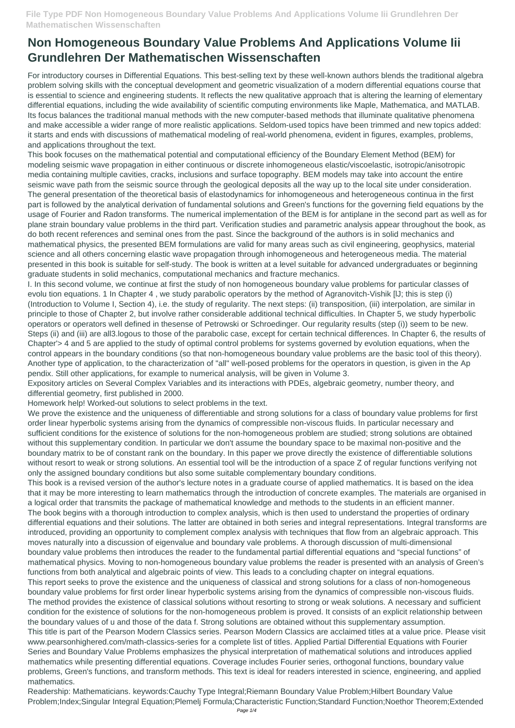# Non Homogeneous Boundary Value Problems And Applications Volume Iii Grundlehren Der Mathematischen Wissenschaften

For introductory courses in Differential Equations. This best-selling text by these well-known authors blends the traditional algebra problem solving skills with the conceptual development and geometric visualization of a modern differential equations course that is essential to science and engineering students. It reflects the new qualitative approach that is altering the learning of elementary differential equations, including the wide availability of scientific computing environments like Maple, Mathematica, and MATLAB. Its focus balances the traditional manual methods with the new computer-based methods that illuminate qualitative phenomena and make accessible a wider range of more realistic applications. Seldom-used topics have been trimmed and new topics added: it starts and ends with discussions of mathematical modeling of real-world phenomena, evident in figures, examples, problems, and applications throughout the text.

This book focuses on the mathematical potential and computational efficiency of the Boundary Element Method (BEM) for modeling seismic wave propagation in either continuous or discrete inhomogeneous elastic/viscoelastic, isotropic/anisotropic media containing multiple cavities, cracks, inclusions and surface topography. BEM models may take into account the entire seismic wave path from the seismic source through the geological deposits all the way up to the local site under consideration. The general presentation of the theoretical basis of elastodynamics for inhomogeneous and heterogeneous continua in the first part is followed by the analytical derivation of fundamental solutions and Green's functions for the governing field equations by the usage of Fourier and Radon transforms. The numerical implementation of the BEM is for antiplane in the second part as well as for plane strain boundary value problems in the third part. Verification studies and parametric analysis appear throughout the book, as do both recent references and seminal ones from the past. Since the background of the authors is in solid mechanics and mathematical physics, the presented BEM formulations are valid for many areas such as civil engineering, geophysics, material science and all others concerning elastic wave propagation through inhomogeneous and heterogeneous media. The material presented in this book is suitable for self-study. The book is written at a level suitable for advanced undergraduates or beginning graduate students in solid mechanics, computational mechanics and fracture mechanics.

I. In this second volume, we continue at first the study of non homogeneous boundary value problems for particular classes of evolu tion equations. 1 In Chapter 4 , we study parabolic operators by the method of Agranovitch-Vishik [lJ; this is step (i) (Introduction to Volume I, Section 4), i.e. the study of regularity. The next steps: (ii) transposition, (iii) interpolation, are similar in principle to those of Chapter 2, but involve rather considerable additional technical difficulties. In Chapter 5, we study hyperbolic operators or operators well defined in thesense of Petrowski or Schroedinger. Our regularity results (step (i)) seem to be new. Steps (ii) and (iii) are all3.logous to those of the parabolic case, except for certain technical differences. In Chapter 6, the results of Chapter'> 4 and 5 are applied to the study of optimal control problems for systems governed by evolution equations, when the control appears in the boundary conditions (so that non-homogeneous boundary value problems are the basic tool of this theory). Another type of application, to the characterization of "all" well-posed problems for the operators in question, is given in the Ap pendix. Still other applications, for example to numerical analysis, will be given in Volume 3.

Expository articles on Several Complex Variables and its interactions with PDEs, algebraic geometry, number theory, and differential geometry, first published in 2000.

Homework help! Worked-out solutions to select problems in the text.

We prove the existence and the uniqueness of differentiable and strong solutions for a class of boundary value problems for first order linear hyperbolic systems arising from the dynamics of compressible non-viscous fluids. In particular necessary and sufficient conditions for the existence of solutions for the non-homogeneous problem are studied; strong solutions are obtained without this supplementary condition. In particular we don't assume the boundary space to be maximal non-positive and the boundary matrix to be of constant rank on the boundary. In this paper we prove directly the existence of differentiable solutions without resort to weak or strong solutions. An essential tool will be the introduction of a space Z of regular functions verifying not only the assigned boundary conditions but also some suitable complementary boundary conditions.

This book is a revised version of the author's lecture notes in a graduate course of applied mathematics. It is based on the idea that it may be more interesting to learn mathematics through the introduction of concrete examples. The materials are organised in a logical order that transmits the package of mathematical knowledge and methods to the students in an efficient manner.

The book begins with a thorough introduction to complex analysis, which is then used to understand the properties of ordinary differential equations and their solutions. The latter are obtained in both series and integral representations. Integral transforms are introduced, providing an opportunity to complement complex analysis with techniques that flow from an algebraic approach. This moves naturally into a discussion of eigenvalue and boundary vale problems. A thorough discussion of multi-dimensional boundary value problems then introduces the reader to the fundamental partial differential equations and "special functions" of mathematical physics. Moving to non-homogeneous boundary value problems the reader is presented with an analysis of Green's functions from both analytical and algebraic points of view. This leads to a concluding chapter on integral equations.

This report seeks to prove the existence and the uniqueness of classical and strong solutions for a class of non-homogeneous boundary value problems for first order linear hyperbolic systems arising from the dynamics of compressible non-viscous fluids. The method provides the existence of classical solutions without resorting to strong or weak solutions. A necessary and sufficient condition for the existence of solutions for the non-homogeneous problem is proved. It consists of an explicit relationship between the boundary values of u and those of the data f. Strong solutions are obtained without this supplementary assumption.

This title is part of the Pearson Modern Classics series. Pearson Modern Classics are acclaimed titles at a value price. Please visit www.pearsonhighered.com/math-classics-series for a complete list of titles. Applied Partial Differential Equations with Fourier Series and Boundary Value Problems emphasizes the physical interpretation of mathematical solutions and introduces applied mathematics while presenting differential equations. Coverage includes Fourier series, orthogonal functions, boundary value problems, Green's functions, and transform methods. This text is ideal for readers interested in science, engineering, and applied mathematics.

Readership: Mathematicians. keywords:Cauchy Type Integral;Riemann Boundary Value Problem;Hilbert Boundary Value Problem;Index;Singular Integral Equation;Plemelj Formula;Characteristic Function;Standard Function;Noethor Theorem;Extended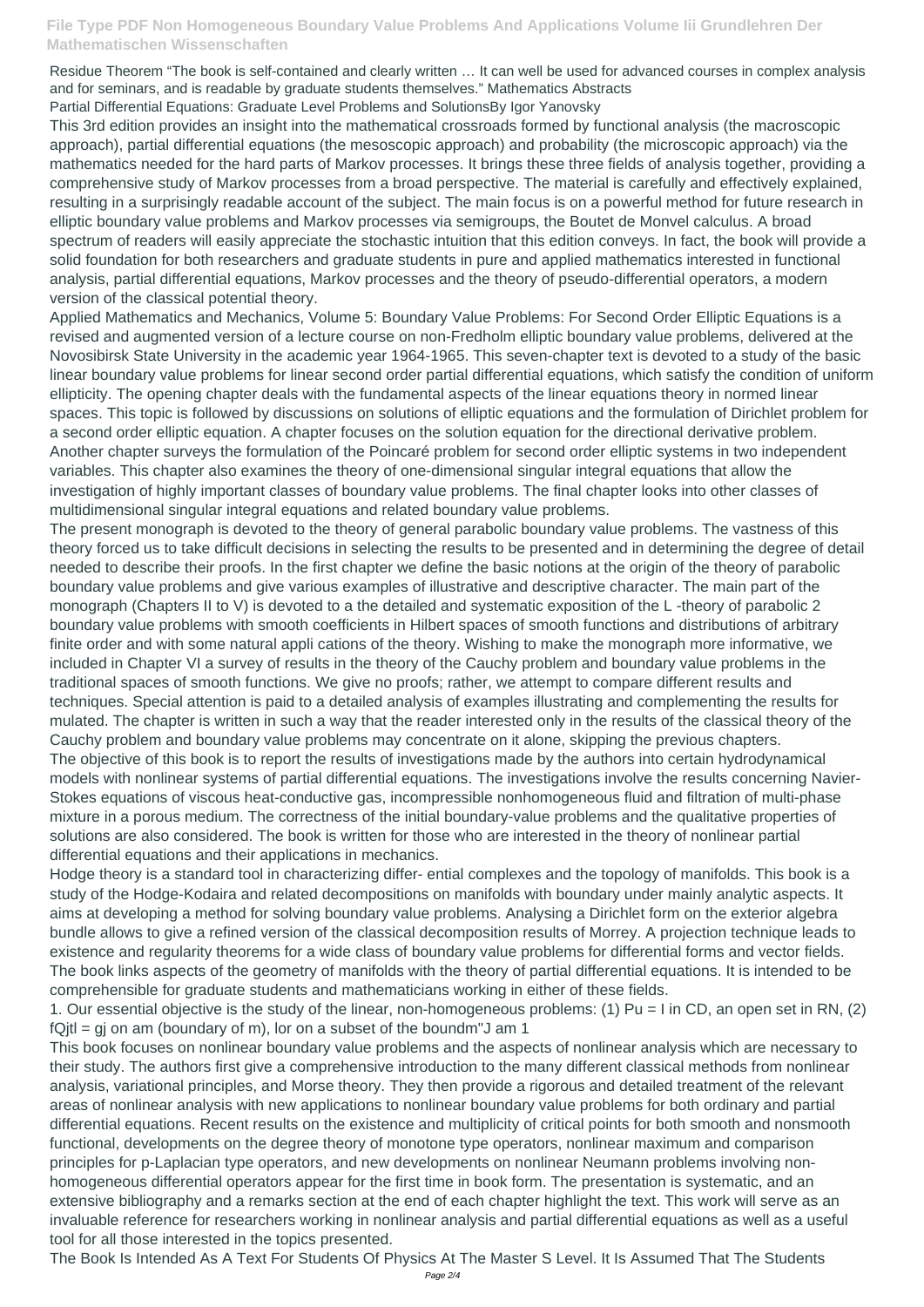Residue Theorem “The book is self-contained and clearly written … It can well be used for advanced courses in complex analysis and for seminars, and is readable by graduate students themselves.” Mathematics Abstracts

Partial Differential Equations: Graduate Level Problems and SolutionsBy Igor Yanovsky

This 3rd edition provides an insight into the mathematical crossroads formed by functional analysis (the macroscopic approach), partial differential equations (the mesoscopic approach) and probability (the microscopic approach) via the mathematics needed for the hard parts of Markov processes. It brings these three fields of analysis together, providing a comprehensive study of Markov processes from a broad perspective. The material is carefully and effectively explained, resulting in a surprisingly readable account of the subject. The main focus is on a powerful method for future research in elliptic boundary value problems and Markov processes via semigroups, the Boutet de Monvel calculus. A broad spectrum of readers will easily appreciate the stochastic intuition that this edition conveys. In fact, the book will provide a solid foundation for both researchers and graduate students in pure and applied mathematics interested in functional analysis, partial differential equations, Markov processes and the theory of pseudo-differential operators, a modern version of the classical potential theory.

Applied Mathematics and Mechanics, Volume 5: Boundary Value Problems: For Second Order Elliptic Equations is a revised and augmented version of a lecture course on non-Fredholm elliptic boundary value problems, delivered at the Novosibirsk State University in the academic year 1964-1965. This seven-chapter text is devoted to a study of the basic linear boundary value problems for linear second order partial differential equations, which satisfy the condition of uniform ellipticity. The opening chapter deals with the fundamental aspects of the linear equations theory in normed linear spaces. This topic is followed by discussions on solutions of elliptic equations and the formulation of Dirichlet problem for a second order elliptic equation. A chapter focuses on the solution equation for the directional derivative problem. Another chapter surveys the formulation of the Poincaré problem for second order elliptic systems in two independent variables. This chapter also examines the theory of one-dimensional singular integral equations that allow the investigation of highly important classes of boundary value problems. The final chapter looks into other classes of multidimensional singular integral equations and related boundary value problems.

The present monograph is devoted to the theory of general parabolic boundary value problems. The vastness of this theory forced us to take difficult decisions in selecting the results to be presented and in determining the degree of detail needed to describe their proofs. In the first chapter we define the basic notions at the origin of the theory of parabolic boundary value problems and give various examples of illustrative and descriptive character. The main part of the monograph (Chapters II to V) is devoted to a the detailed and systematic exposition of the L -theory of parabolic 2 boundary value problems with smooth coefficients in Hilbert spaces of smooth functions and distributions of arbitrary finite order and with some natural appli cations of the theory. Wishing to make the monograph more informative, we included in Chapter VI a survey of results in the theory of the Cauchy problem and boundary value problems in the traditional spaces of smooth functions. We give no proofs; rather, we attempt to compare different results and techniques. Special attention is paid to a detailed analysis of examples illustrating and complementing the results for mulated. The chapter is written in such a way that the reader interested only in the results of the classical theory of the Cauchy problem and boundary value problems may concentrate on it alone, skipping the previous chapters.

The objective of this book is to report the results of investigations made by the authors into certain hydrodynamical models with nonlinear systems of partial differential equations. The investigations involve the results concerning Navier-Stokes equations of viscous heat-conductive gas, incompressible nonhomogeneous fluid and filtration of multi-phase mixture in a porous medium. The correctness of the initial boundary-value problems and the qualitative properties of solutions are also considered. The book is written for those who are interested in the theory of nonlinear partial differential equations and their applications in mechanics.

Hodge theory is a standard tool in characterizing differ- ential complexes and the topology of manifolds. This book is a study of the Hodge-Kodaira and related decompositions on manifolds with boundary under mainly analytic aspects. It aims at developing a method for solving boundary value problems. Analysing a Dirichlet form on the exterior algebra bundle allows to give a refined version of the classical decomposition results of Morrey. A projection technique leads to existence and regularity theorems for a wide class of boundary value problems for differential forms and vector fields. The book links aspects of the geometry of manifolds with the theory of partial differential equations. It is intended to be comprehensible for graduate students and mathematicians working in either of these fields.

1. Our essential objective is the study of the linear, non-homogeneous problems: (1) Pu = I in CD, an open set in RN, (2) fQjtl = gj on am (boundary of m), lor on a subset of the boundm"J am 1

This book focuses on nonlinear boundary value problems and the aspects of nonlinear analysis which are necessary to their study. The authors first give a comprehensive introduction to the many different classical methods from nonlinear analysis, variational principles, and Morse theory. They then provide a rigorous and detailed treatment of the relevant areas of nonlinear analysis with new applications to nonlinear boundary value problems for both ordinary and partial differential equations. Recent results on the existence and multiplicity of critical points for both smooth and nonsmooth functional, developments on the degree theory of monotone type operators, nonlinear maximum and comparison principles for p-Laplacian type operators, and new developments on nonlinear Neumann problems involving non-homogeneous differential operators appear for the first time in book form. The presentation is systematic, and an extensive bibliography and a remarks section at the end of each chapter highlight the text. This work will serve as an invaluable reference for researchers working in nonlinear analysis and partial differential equations as well as a useful tool for all those interested in the topics presented.

The Book Is Intended As A Text For Students Of Physics At The Master S Level. It Is Assumed That The Students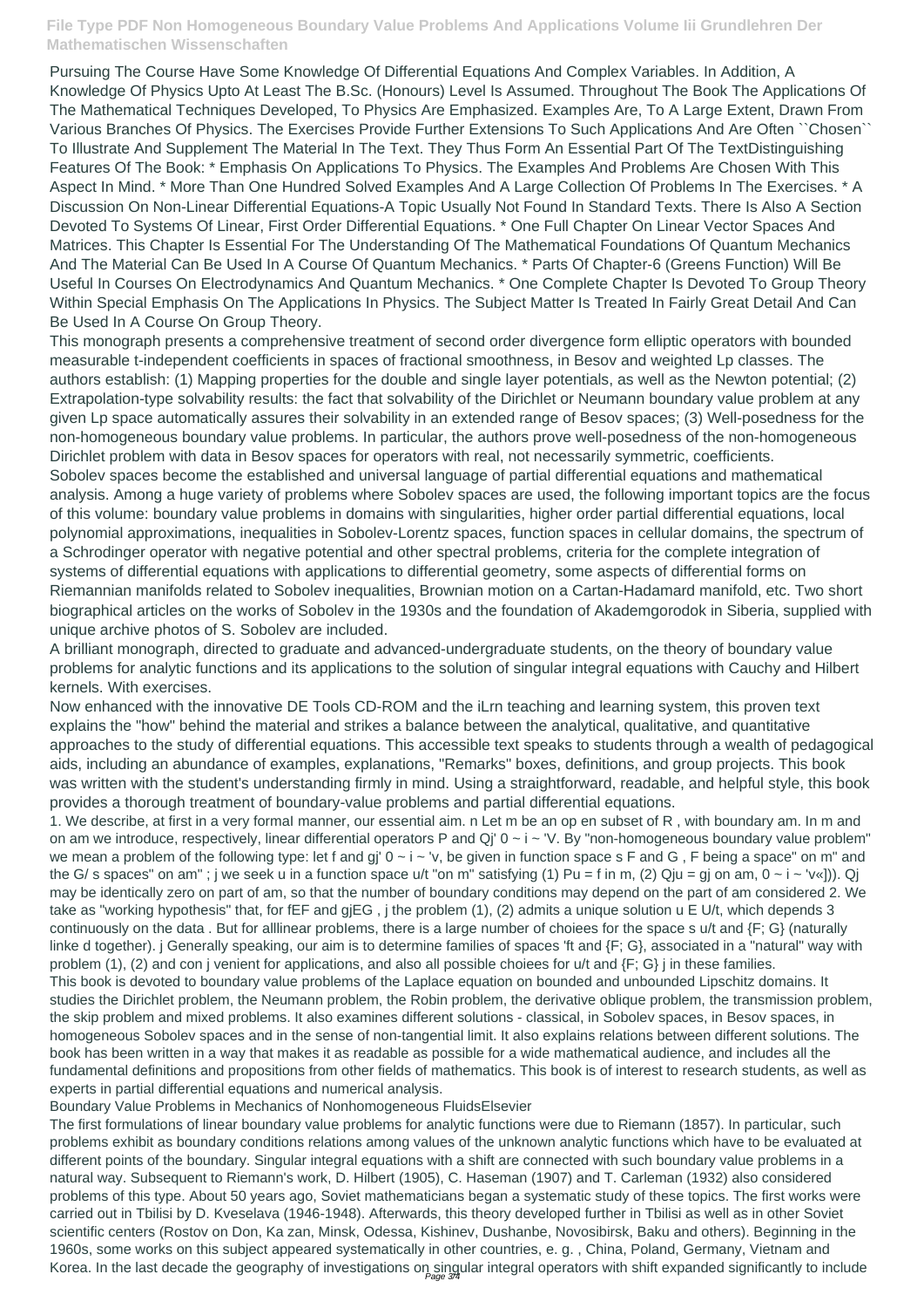Pursuing The Course Have Some Knowledge Of Differential Equations And Complex Variables. In Addition, A Knowledge Of Physics Upto At Least The B.Sc. (Honours) Level Is Assumed. Throughout The Book The Applications Of The Mathematical Techniques Developed, To Physics Are Emphasized. Examples Are, To A Large Extent, Drawn From Various Branches Of Physics. The Exercises Provide Further Extensions To Such Applications And Are Often ``Chosen`` To Illustrate And Supplement The Material In The Text. They Thus Form An Essential Part Of The TextDistinguishing Features Of The Book: * Emphasis On Applications To Physics. The Examples And Problems Are Chosen With This Aspect In Mind. * More Than One Hundred Solved Examples And A Large Collection Of Problems In The Exercises. * A Discussion On Non-Linear Differential Equations-A Topic Usually Not Found In Standard Texts. There Is Also A Section Devoted To Systems Of Linear, First Order Differential Equations. * One Full Chapter On Linear Vector Spaces And Matrices. This Chapter Is Essential For The Understanding Of The Mathematical Foundations Of Quantum Mechanics And The Material Can Be Used In A Course Of Quantum Mechanics. * Parts Of Chapter-6 (Greens Function) Will Be Useful In Courses On Electrodynamics And Quantum Mechanics. * One Complete Chapter Is Devoted To Group Theory Within Special Emphasis On The Applications In Physics. The Subject Matter Is Treated In Fairly Great Detail And Can Be Used In A Course On Group Theory.

This monograph presents a comprehensive treatment of second order divergence form elliptic operators with bounded measurable t-independent coefficients in spaces of fractional smoothness, in Besov and weighted Lp classes. The authors establish: (1) Mapping properties for the double and single layer potentials, as well as the Newton potential; (2) Extrapolation-type solvability results: the fact that solvability of the Dirichlet or Neumann boundary value problem at any given Lp space automatically assures their solvability in an extended range of Besov spaces; (3) Well-posedness for the non-homogeneous boundary value problems. In particular, the authors prove well-posedness of the non-homogeneous Dirichlet problem with data in Besov spaces for operators with real, not necessarily symmetric, coefficients.

Sobolev spaces become the established and universal language of partial differential equations and mathematical analysis. Among a huge variety of problems where Sobolev spaces are used, the following important topics are the focus of this volume: boundary value problems in domains with singularities, higher order partial differential equations, local polynomial approximations, inequalities in Sobolev-Lorentz spaces, function spaces in cellular domains, the spectrum of a Schrodinger operator with negative potential and other spectral problems, criteria for the complete integration of systems of differential equations with applications to differential geometry, some aspects of differential forms on Riemannian manifolds related to Sobolev inequalities, Brownian motion on a Cartan-Hadamard manifold, etc. Two short biographical articles on the works of Sobolev in the 1930s and the foundation of Akademgorodok in Siberia, supplied with unique archive photos of S. Sobolev are included.

A brilliant monograph, directed to graduate and advanced-undergraduate students, on the theory of boundary value problems for analytic functions and its applications to the solution of singular integral equations with Cauchy and Hilbert kernels. With exercises.

Now enhanced with the innovative DE Tools CD-ROM and the iLrn teaching and learning system, this proven text explains the "how" behind the material and strikes a balance between the analytical, qualitative, and quantitative approaches to the study of differential equations. This accessible text speaks to students through a wealth of pedagogical aids, including an abundance of examples, explanations, "Remarks" boxes, definitions, and group projects. This book was written with the student's understanding firmly in mind. Using a straightforward, readable, and helpful style, this book provides a thorough treatment of boundary-value problems and partial differential equations.

1. We describe, at first in a very formal manner, our essential aim. n Let m be an op en subset of R , with boundary am. In m and on am we introduce, respectively, linear differential operators P and Qj' 0 ~ i ~ 'V. By "non-homogeneous boundary value problem" we mean a problem of the following type: let f and gj' 0 ~ i ~ 'v, be given in function space s F and G , F being a space" on m" and the G/ s spaces" on am" ; j we seek u in a function space u/t "on m" satisfying (1) Pu = f in m, (2) Qju = gj on am, 0 ~ i ~ 'v«])). Qj may be identically zero on part of am, so that the number of boundary conditions may depend on the part of am considered 2. We take as "working hypothesis" that, for fEF and gjEG , j the problem (1), (2) admits a unique solution u E U/t, which depends 3 continuously on the data . But for alllinear probIems, there is a large number of choiees for the space s u/t and {F; G} (naturally linke d together). j Generally speaking, our aim is to determine families of spaces 'ft and {F; G}, associated in a "natural" way with problem (1), (2) and con j venient for applications, and also all possible choiees for u/t and {F; G} j in these families.

This book is devoted to boundary value problems of the Laplace equation on bounded and unbounded Lipschitz domains. It studies the Dirichlet problem, the Neumann problem, the Robin problem, the derivative oblique problem, the transmission problem, the skip problem and mixed problems. It also examines different solutions - classical, in Sobolev spaces, in Besov spaces, in homogeneous Sobolev spaces and in the sense of non-tangential limit. It also explains relations between different solutions. The book has been written in a way that makes it as readable as possible for a wide mathematical audience, and includes all the fundamental definitions and propositions from other fields of mathematics. This book is of interest to research students, as well as experts in partial differential equations and numerical analysis.

Boundary Value Problems in Mechanics of Nonhomogeneous FluidsElsevier

The first formulations of linear boundary value problems for analytic functions were due to Riemann (1857). In particular, such problems exhibit as boundary conditions relations among values of the unknown analytic functions which have to be evaluated at different points of the boundary. Singular integral equations with a shift are connected with such boundary value problems in a natural way. Subsequent to Riemann's work, D. Hilbert (1905), C. Haseman (1907) and T. Carleman (1932) also considered problems of this type. About 50 years ago, Soviet mathematicians began a systematic study of these topics. The first works were carried out in Tbilisi by D. Kveselava (1946-1948). Afterwards, this theory developed further in Tbilisi as well as in other Soviet scientific centers (Rostov on Don, Ka zan, Minsk, Odessa, Kishinev, Dushanbe, Novosibirsk, Baku and others). Beginning in the 1960s, some works on this subject appeared systematically in other countries, e. g. , China, Poland, Germany, Vietnam and Korea. In the last decade the geography of investigations on singular integral operators with shift expanded significantly to include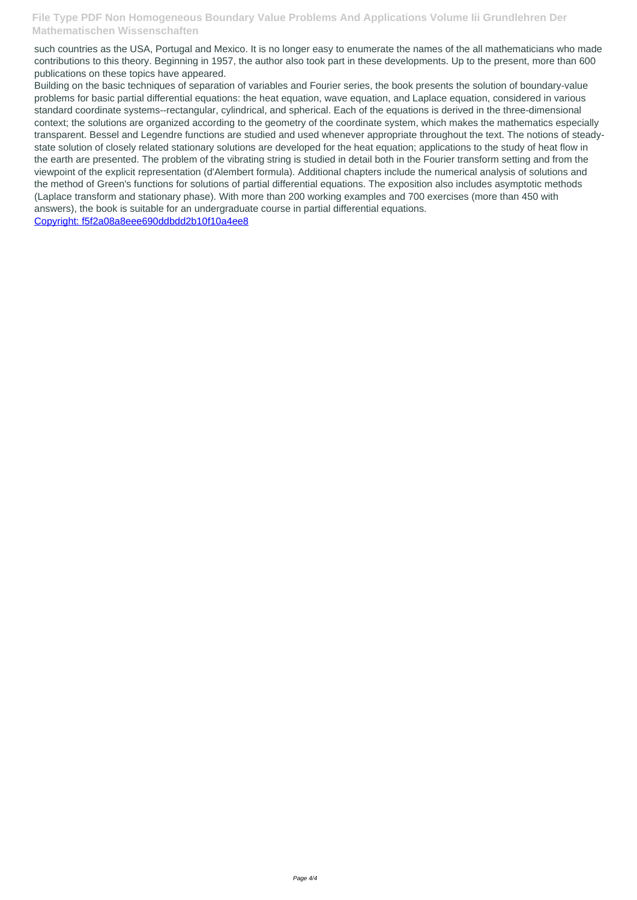such countries as the USA, Portugal and Mexico. It is no longer easy to enumerate the names of the all mathematicians who made contributions to this theory. Beginning in 1957, the author also took part in these developments. Up to the present, more than 600 publications on these topics have appeared.

Building on the basic techniques of separation of variables and Fourier series, the book presents the solution of boundary-value problems for basic partial differential equations: the heat equation, wave equation, and Laplace equation, considered in various standard coordinate systems--rectangular, cylindrical, and spherical. Each of the equations is derived in the three-dimensional context; the solutions are organized according to the geometry of the coordinate system, which makes the mathematics especially transparent. Bessel and Legendre functions are studied and used whenever appropriate throughout the text. The notions of steady-state solution of closely related stationary solutions are developed for the heat equation; applications to the study of heat flow in the earth are presented. The problem of the vibrating string is studied in detail both in the Fourier transform setting and from the viewpoint of the explicit representation (d'Alembert formula). Additional chapters include the numerical analysis of solutions and the method of Green's functions for solutions of partial differential equations. The exposition also includes asymptotic methods (Laplace transform and stationary phase). With more than 200 working examples and 700 exercises (more than 450 with answers), the book is suitable for an undergraduate course in partial differential equations.

Copyright: f5f2a08a8eee690ddbdd2b10f10a4ee8